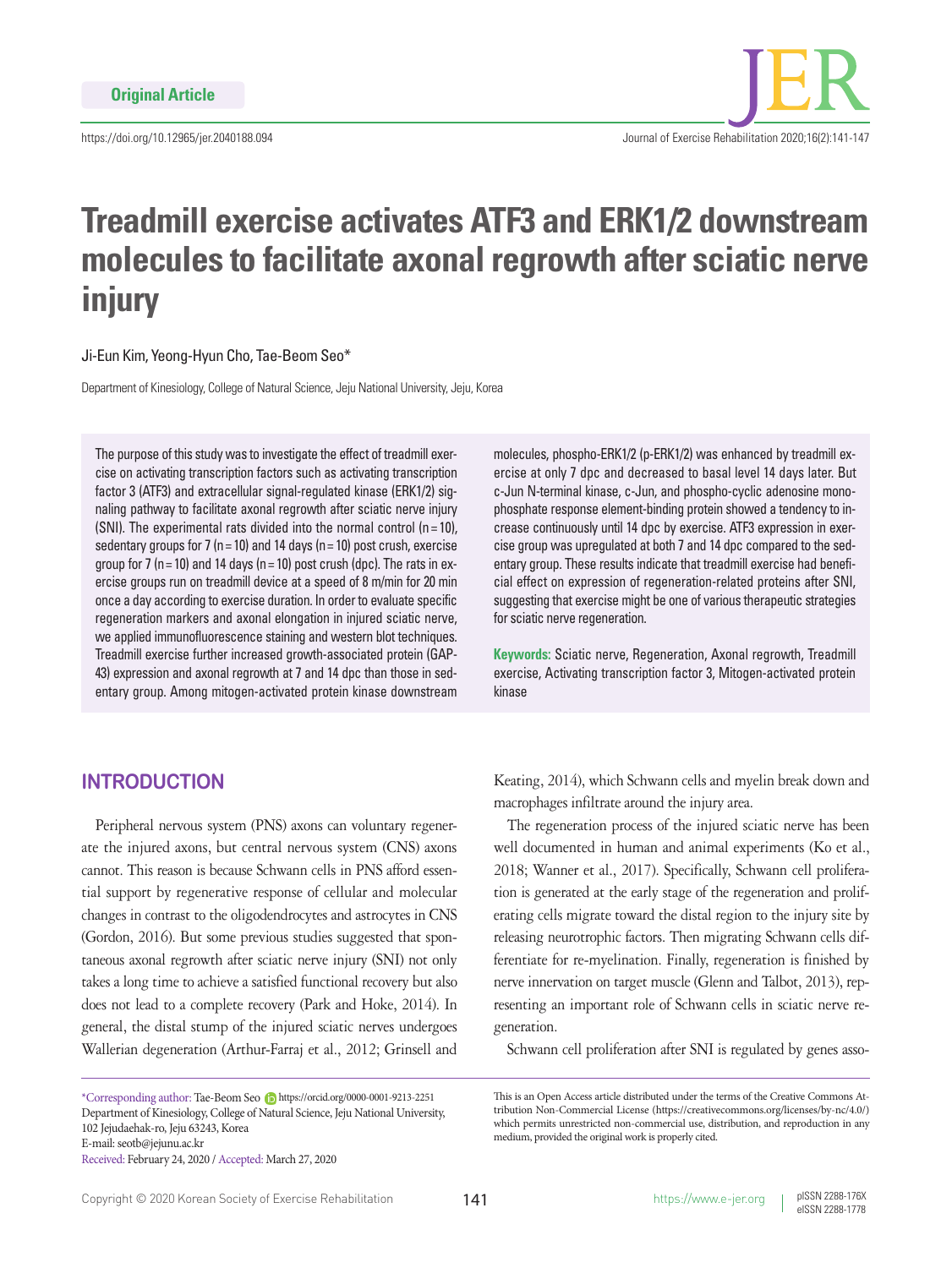Original Article

https://doi.org/10.12965/jer.2040188.094

# Treadmill exercise activates ATF3 and ERK1/2 downstream molecules to facilitate axonal regrowth after sciatic nerve injury

Ji-Eun Kim, Yeong-Hyun Cho, Tae-Beom Seo*

Department of Kinesiology, College of Natural Science, Jeju National University, Jeju, Korea

The purpose of this study was to investigate the effect of treadmill exercise on activating transcription factors such as activating transcription factor 3 (ATF3) and extracellular signal-regulated kinase (ERK1/2) signaling pathway to facilitate axonal regrowth after sciatic nerve injury (SNI). The experimental rats divided into the normal control (n=10), sedentary groups for 7 (n=10) and 14 days (n=10) post crush, exercise group for 7 (n=10) and 14 days (n=10) post crush (dpc). The rats in exercise groups run on treadmill device at a speed of 8 m/min for 20 min once a day according to exercise duration. In order to evaluate specific regeneration markers and axonal elongation in injured sciatic nerve, we applied immunofluorescence staining and western blot techniques. Treadmill exercise further increased growth-associated protein (GAP-43) expression and axonal regrowth at 7 and 14 dpc than those in sedentary group. Among mitogen-activated protein kinase downstream molecules, phospho-ERK1/2 (p-ERK1/2) was enhanced by treadmill exercise at only 7 dpc and decreased to basal level 14 days later. But c-Jun N-terminal kinase, c-Jun, and phospho-cyclic adenosine monophosphate response element-binding protein showed a tendency to increase continuously until 14 dpc by exercise. ATF3 expression in exercise group was upregulated at both 7 and 14 dpc compared to the sedentary group. These results indicate that treadmill exercise had beneficial effect on expression of regeneration-related proteins after SNI, suggesting that exercise might be one of various therapeutic strategies for sciatic nerve regeneration.

**Keywords:** Sciatic nerve, Regeneration, Axonal regrowth, Treadmill exercise, Activating transcription factor 3, Mitogen-activated protein kinase

## INTRODUCTION

Peripheral nervous system (PNS) axons can voluntary regenerate the injured axons, but central nervous system (CNS) axons cannot. This reason is because Schwann cells in PNS afford essential support by regenerative response of cellular and molecular changes in contrast to the oligodendrocytes and astrocytes in CNS (Gordon, 2016). But some previous studies suggested that spontaneous axonal regrowth after sciatic nerve injury (SNI) not only takes a long time to achieve a satisfied functional recovery but also does not lead to a complete recovery (Park and Hoke, 2014). In general, the distal stump of the injured sciatic nerves undergoes Wallerian degeneration (Arthur-Farraj et al., 2012; Grinsell and Keating, 2014), which Schwann cells and myelin break down and macrophages infiltrate around the injury area.

The regeneration process of the injured sciatic nerve has been well documented in human and animal experiments (Ko et al., 2018; Wanner et al., 2017). Specifically, Schwann cell proliferation is generated at the early stage of the regeneration and proliferating cells migrate toward the distal region to the injury site by releasing neurotrophic factors. Then migrating Schwann cells differentiate for re-myelination. Finally, regeneration is finished by nerve innervation on target muscle (Glenn and Talbot, 2013), representing an important role of Schwann cells in sciatic nerve regeneration.

Schwann cell proliferation after SNI is regulated by genes asso-

*Corresponding author: Tae-Beom Seo https://orcid.org/0000-0001-9213-2251
Department of Kinesiology, College of Natural Science, Jeju National University, 102 Jejudaehak-ro, Jeju 63243, Korea
E-mail: seotb@jejunu.ac.kr
Received: February 24, 2020 / Accepted: March 27, 2020

This is an Open Access article distributed under the terms of the Creative Commons Attribution Non-Commercial License (https://creativecommons.org/licenses/by-nc/4.0/) which permits unrestricted non-commercial use, distribution, and reproduction in any medium, provided the original work is properly cited.

Copyright © 2020 Korean Society of Exercise Rehabilitation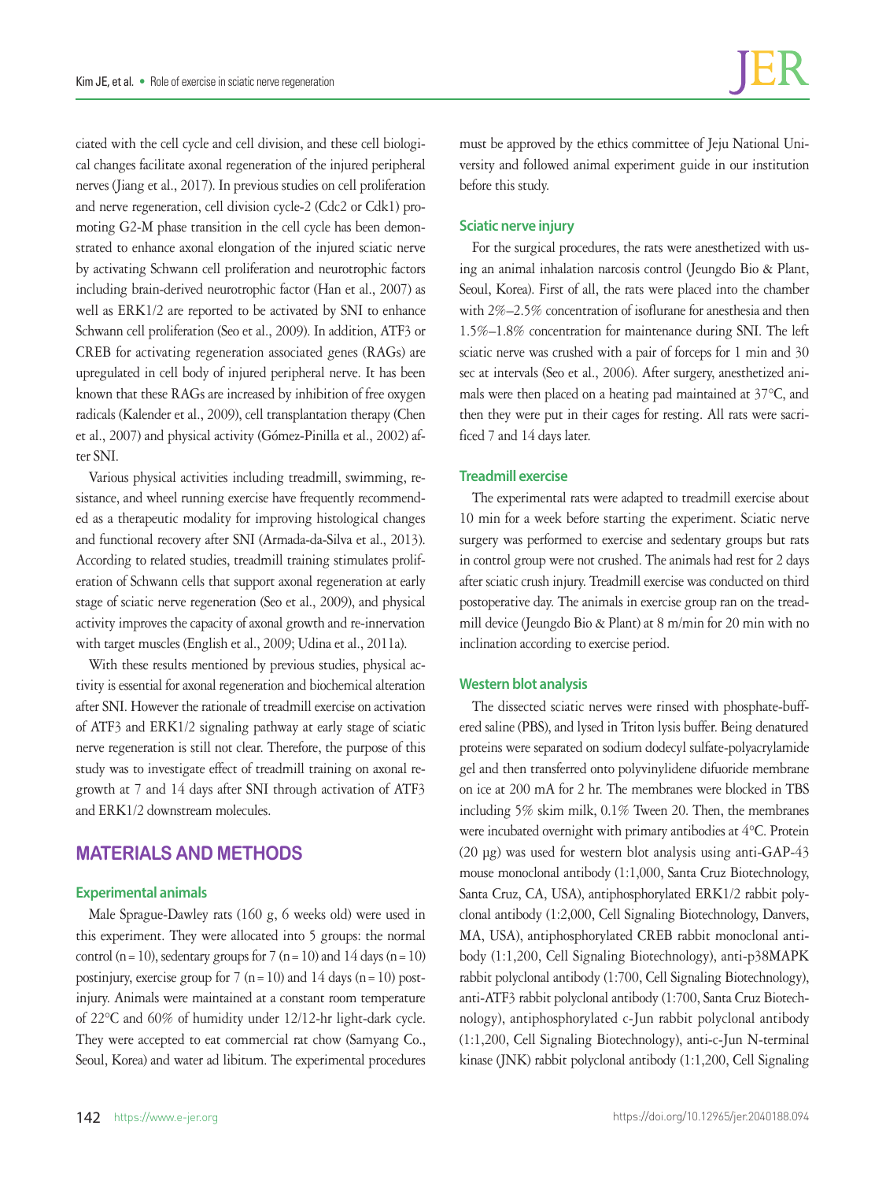ciated with the cell cycle and cell division, and these cell biological changes facilitate axonal regeneration of the injured peripheral nerves (Jiang et al., 2017). In previous studies on cell proliferation and nerve regeneration, cell division cycle-2 (Cdc2 or Cdk1) promoting G2-M phase transition in the cell cycle has been demonstrated to enhance axonal elongation of the injured sciatic nerve by activating Schwann cell proliferation and neurotrophic factors including brain-derived neurotrophic factor (Han et al., 2007) as well as ERK1/2 are reported to be activated by SNI to enhance Schwann cell proliferation (Seo et al., 2009). In addition, ATF3 or CREB for activating regeneration associated genes (RAGs) are upregulated in cell body of injured peripheral nerve. It has been known that these RAGs are increased by inhibition of free oxygen radicals (Kalender et al., 2009), cell transplantation therapy (Chen et al., 2007) and physical activity (Gómez-Pinilla et al., 2002) after SNI.

Various physical activities including treadmill, swimming, resistance, and wheel running exercise have frequently recommended as a therapeutic modality for improving histological changes and functional recovery after SNI (Armada-da-Silva et al., 2013). According to related studies, treadmill training stimulates proliferation of Schwann cells that support axonal regeneration at early stage of sciatic nerve regeneration (Seo et al., 2009), and physical activity improves the capacity of axonal growth and re-innervation with target muscles (English et al., 2009; Udina et al., 2011a).

With these results mentioned by previous studies, physical activity is essential for axonal regeneration and biochemical alteration after SNI. However the rationale of treadmill exercise on activation of ATF3 and ERK1/2 signaling pathway at early stage of sciatic nerve regeneration is still not clear. Therefore, the purpose of this study was to investigate effect of treadmill training on axonal regrowth at 7 and 14 days after SNI through activation of ATF3 and ERK1/2 downstream molecules.

## MATERIALS AND METHODS

### Experimental animals

Male Sprague-Dawley rats (160 g, 6 weeks old) were used in this experiment. They were allocated into 5 groups: the normal control (n = 10), sedentary groups for 7 (n = 10) and 14 days (n = 10) postinjury, exercise group for 7 (n = 10) and 14 days (n = 10) postinjury. Animals were maintained at a constant room temperature of 22°C and 60% of humidity under 12/12-hr light-dark cycle. They were accepted to eat commercial rat chow (Samyang Co., Seoul, Korea) and water ad libitum. The experimental procedures must be approved by the ethics committee of Jeju National University and followed animal experiment guide in our institution before this study.

### Sciatic nerve injury

For the surgical procedures, the rats were anesthetized with using an animal inhalation narcosis control (Jeungdo Bio & Plant, Seoul, Korea). First of all, the rats were placed into the chamber with 2%–2.5% concentration of isoflurane for anesthesia and then 1.5%–1.8% concentration for maintenance during SNI. The left sciatic nerve was crushed with a pair of forceps for 1 min and 30 sec at intervals (Seo et al., 2006). After surgery, anesthetized animals were then placed on a heating pad maintained at 37°C, and then they were put in their cages for resting. All rats were sacrificed 7 and 14 days later.

### Treadmill exercise

The experimental rats were adapted to treadmill exercise about 10 min for a week before starting the experiment. Sciatic nerve surgery was performed to exercise and sedentary groups but rats in control group were not crushed. The animals had rest for 2 days after sciatic crush injury. Treadmill exercise was conducted on third postoperative day. The animals in exercise group ran on the treadmill device (Jeungdo Bio & Plant) at 8 m/min for 20 min with no inclination according to exercise period.

### Western blot analysis

The dissected sciatic nerves were rinsed with phosphate-buffered saline (PBS), and lysed in Triton lysis buffer. Being denatured proteins were separated on sodium dodecyl sulfate-polyacrylamide gel and then transferred onto polyvinylidene difluoride membrane on ice at 200 mA for 2 hr. The membranes were blocked in TBS including 5% skim milk, 0.1% Tween 20. Then, the membranes were incubated overnight with primary antibodies at 4°C. Protein (20 μg) was used for western blot analysis using anti-GAP-43 mouse monoclonal antibody (1:1,000, Santa Cruz Biotechnology, Santa Cruz, CA, USA), antiphosphorylated ERK1/2 rabbit polyclonal antibody (1:2,000, Cell Signaling Biotechnology, Danvers, MA, USA), antiphosphorylated CREB rabbit monoclonal antibody (1:1,200, Cell Signaling Biotechnology), anti-p38MAPK rabbit polyclonal antibody (1:700, Cell Signaling Biotechnology), anti-ATF3 rabbit polyclonal antibody (1:700, Santa Cruz Biotechnology), antiphosphorylated c-Jun rabbit polyclonal antibody (1:1,200, Cell Signaling Biotechnology), anti-c-Jun N-terminal kinase (JNK) rabbit polyclonal antibody (1:1,200, Cell Signaling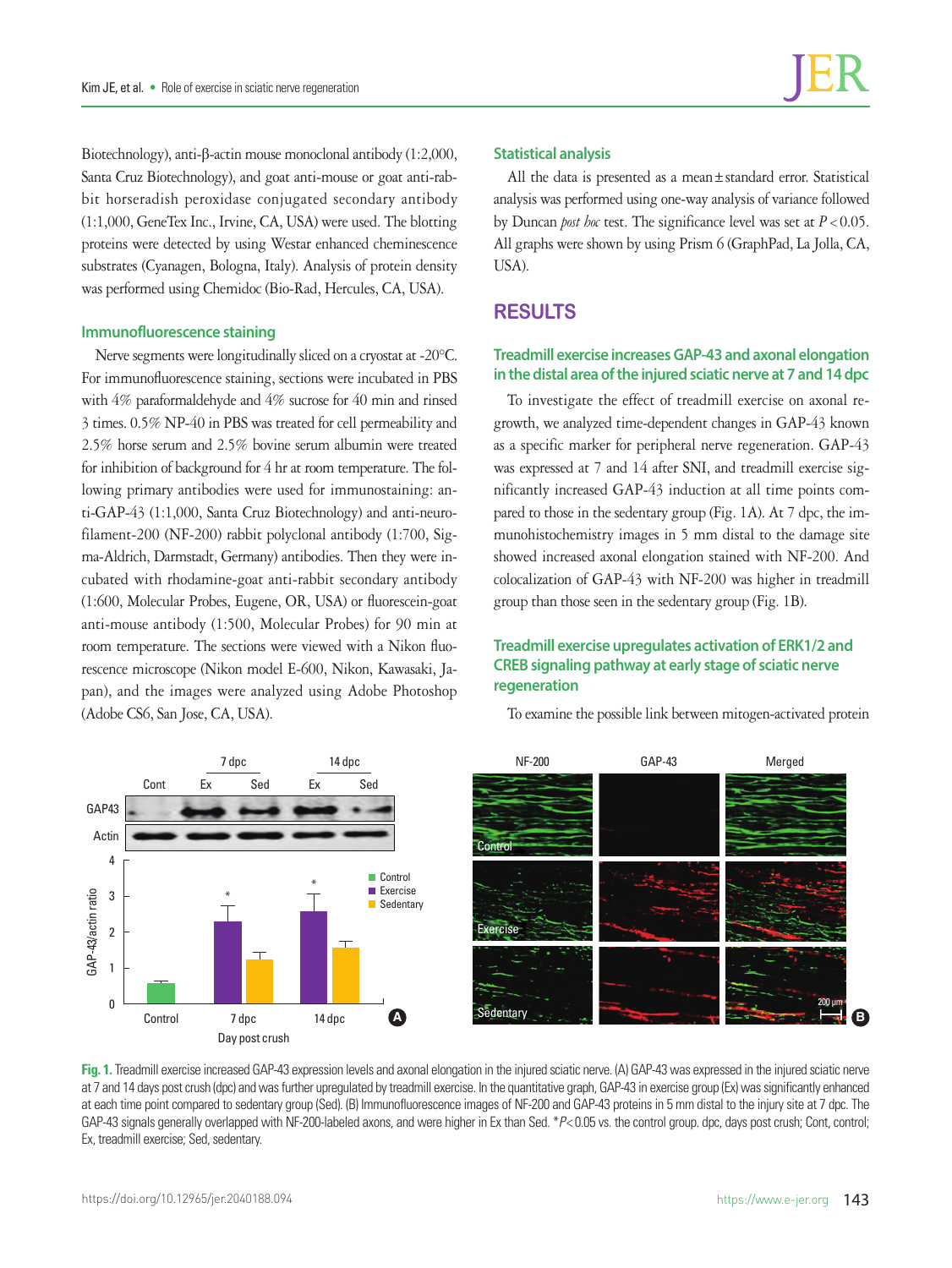Biotechnology), anti-β-actin mouse monoclonal antibody (1:2,000, Santa Cruz Biotechnology), and goat anti-mouse or goat anti-rabbit horseradish peroxidase conjugated secondary antibody (1:1,000, GeneTex Inc., Irvine, CA, USA) were used. The blotting proteins were detected by using Westar enhanced cheminescence substrates (Cyanagen, Bologna, Italy). Analysis of protein density was performed using Chemidoc (Bio-Rad, Hercules, CA, USA).

### Immunofluorescence staining

Nerve segments were longitudinally sliced on a cryostat at -20°C. For immunofluorescence staining, sections were incubated in PBS with 4% paraformaldehyde and 4% sucrose for 40 min and rinsed 3 times. 0.5% NP-40 in PBS was treated for cell permeability and 2.5% horse serum and 2.5% bovine serum albumin were treated for inhibition of background for 4 hr at room temperature. The following primary antibodies were used for immunostaining: anti-GAP-43 (1:1,000, Santa Cruz Biotechnology) and anti-neurofilament-200 (NF-200) rabbit polyclonal antibody (1:700, Sigma-Aldrich, Darmstadt, Germany) antibodies. Then they were incubated with rhodamine-goat anti-rabbit secondary antibody (1:600, Molecular Probes, Eugene, OR, USA) or fluorescein-goat anti-mouse antibody (1:500, Molecular Probes) for 90 min at room temperature. The sections were viewed with a Nikon fluorescence microscope (Nikon model E-600, Nikon, Kawasaki, Japan), and the images were analyzed using Adobe Photoshop (Adobe CS6, San Jose, CA, USA).

### Statistical analysis

All the data is presented as a mean ± standard error. Statistical analysis was performed using one-way analysis of variance followed by Duncan *post hoc* test. The significance level was set at $P < 0.05$. All graphs were shown by using Prism 6 (GraphPad, La Jolla, CA, USA).

## RESULTS

### Treadmill exercise increases GAP-43 and axonal elongation in the distal area of the injured sciatic nerve at 7 and 14 dpc

To investigate the effect of treadmill exercise on axonal regrowth, we analyzed time-dependent changes in GAP-43 known as a specific marker for peripheral nerve regeneration. GAP-43 was expressed at 7 and 14 after SNI, and treadmill exercise significantly increased GAP-43 induction at all time points compared to those in the sedentary group (Fig. 1A). At 7 dpc, the immunohistochemistry images in 5 mm distal to the damage site showed increased axonal elongation stained with NF-200. And colocalization of GAP-43 with NF-200 was higher in treadmill group than those seen in the sedentary group (Fig. 1B).

### Treadmill exercise upregulates activation of ERK1/2 and CREB signaling pathway at early stage of sciatic nerve regeneration

To examine the possible link between mitogen-activated protein

**Fig. 1.** Treadmill exercise increased GAP-43 expression levels and axonal elongation in the injured sciatic nerve. (A) GAP-43 was expressed in the injured sciatic nerve at 7 and 14 days post crush (dpc) and was further upregulated by treadmill exercise. In the quantitative graph, GAP-43 in exercise group (Ex) was significantly enhanced at each time point compared to sedentary group (Sed). (B) Immunofluorescence images of NF-200 and GAP-43 proteins in 5 mm distal to the injury site at 7 dpc. The GAP-43 signals generally overlapped with NF-200-labeled axons, and were higher in Ex than Sed. *$P < 0.05$ vs. the control group. dpc, days post crush; Cont, control; Ex, treadmill exercise; Sed, sedentary.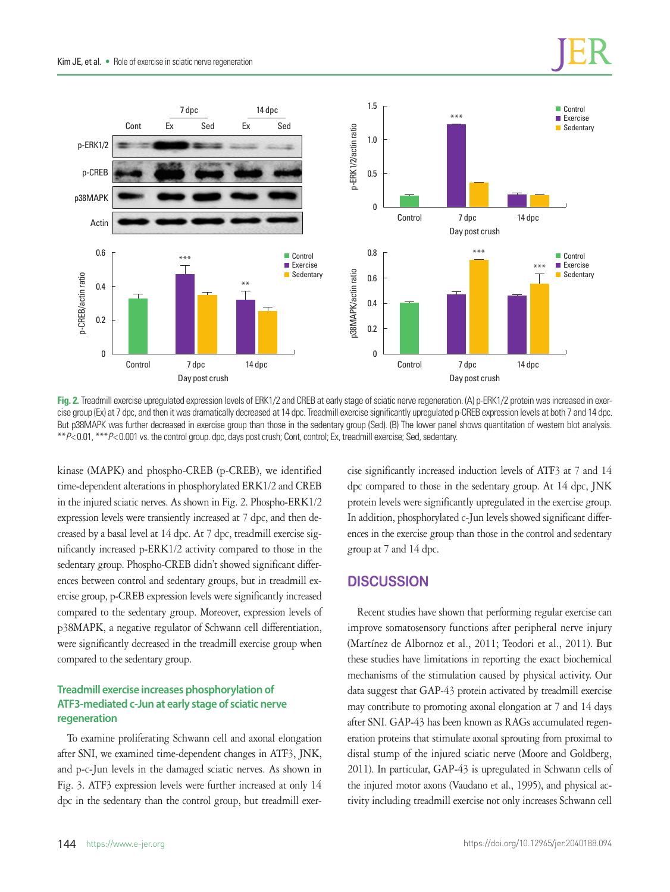Fig. 2. Treadmill exercise upregulated expression levels of ERK1/2 and CREB at early stage of sciatic nerve regeneration. (A) p-ERK1/2 protein was increased in exercise group (Ex) at 7 dpc, and then it was dramatically decreased at 14 dpc. Treadmill exercise significantly upregulated p-CREB expression levels at both 7 and 14 dpc. But p38MAPK was further decreased in exercise group than those in the sedentary group (Sed). (B) The lower panel shows quantitation of western blot analysis. $^{**}P<0.01$, $^{***}P<0.001$ vs. the control group. dpc, days post crush; Cont, control; Ex, treadmill exercise; Sed, sedentary.

kinase (MAPK) and phospho-CREB (p-CREB), we identified time-dependent alterations in phosphorylated ERK1/2 and CREB in the injured sciatic nerves. As shown in Fig. 2. Phospho-ERK1/2 expression levels were transiently increased at 7 dpc, and then decreased by a basal level at 14 dpc. At 7 dpc, treadmill exercise significantly increased p-ERK1/2 activity compared to those in the sedentary group. Phospho-CREB didn't showed significant differences between control and sedentary groups, but in treadmill exercise group, p-CREB expression levels were significantly increased compared to the sedentary group. Moreover, expression levels of p38MAPK, a negative regulator of Schwann cell differentiation, were significantly decreased in the treadmill exercise group when compared to the sedentary group.

### Treadmill exercise increases phosphorylation of ATF3-mediated c-Jun at early stage of sciatic nerve regeneration

To examine proliferating Schwann cell and axonal elongation after SNI, we examined time-dependent changes in ATF3, JNK, and p-c-Jun levels in the damaged sciatic nerves. As shown in Fig. 3. ATF3 expression levels were further increased at only 14 dpc in the sedentary than the control group, but treadmill exercise significantly increased induction levels of ATF3 at 7 and 14 dpc compared to those in the sedentary group. At 14 dpc, JNK protein levels were significantly upregulated in the exercise group. In addition, phosphorylated c-Jun levels showed significant differences in the exercise group than those in the control and sedentary group at 7 and 14 dpc.

## DISCUSSION

Recent studies have shown that performing regular exercise can improve somatosensory functions after peripheral nerve injury (Martínez de Albornoz et al., 2011; Teodori et al., 2011). But these studies have limitations in reporting the exact biochemical mechanisms of the stimulation caused by physical activity. Our data suggest that GAP-43 protein activated by treadmill exercise may contribute to promoting axonal elongation at 7 and 14 days after SNI. GAP-43 has been known as RAGs accumulated regeneration proteins that stimulate axonal sprouting from proximal to distal stump of the injured sciatic nerve (Moore and Goldberg, 2011). In particular, GAP-43 is upregulated in Schwann cells of the injured motor axons (Vaudano et al., 1995), and physical activity including treadmill exercise not only increases Schwann cell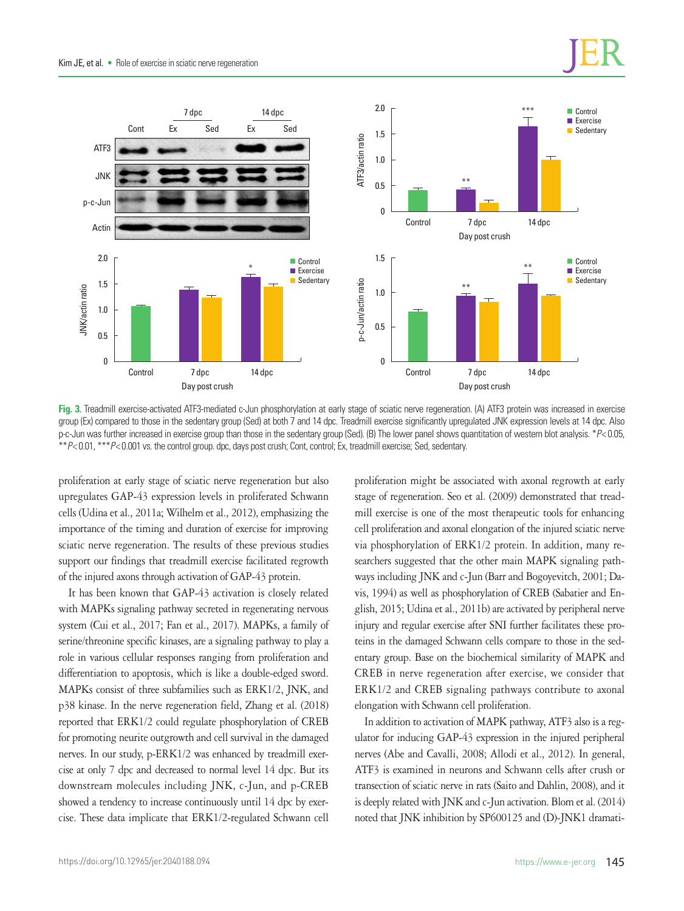**Fig. 3.** Treadmill exercise-activated ATF3-mediated c-Jun phosphorylation at early stage of sciatic nerve regeneration. (A) ATF3 protein was increased in exercise group (Ex) compared to those in the sedentary group (Sed) at both 7 and 14 dpc. Treadmill exercise significantly upregulated JNK expression levels at 14 dpc. Also p-c-Jun was further increased in exercise group than those in the sedentary group (Sed). (B) The lower panel shows quantitation of western blot analysis. \**P*<0.05, \*\**P*<0.01, \*\*\**P*<0.001 vs. the control group. dpc, days post crush; Cont, control; Ex, treadmill exercise; Sed, sedentary.

proliferation at early stage of sciatic nerve regeneration but also upregulates GAP-43 expression levels in proliferated Schwann cells (Udina et al., 2011a; Wilhelm et al., 2012), emphasizing the importance of the timing and duration of exercise for improving sciatic nerve regeneration. The results of these previous studies support our findings that treadmill exercise facilitated regrowth of the injured axons through activation of GAP-43 protein.

It has been known that GAP-43 activation is closely related with MAPKs signaling pathway secreted in regenerating nervous system (Cui et al., 2017; Fan et al., 2017). MAPKs, a family of serine/threonine specific kinases, are a signaling pathway to play a role in various cellular responses ranging from proliferation and differentiation to apoptosis, which is like a double-edged sword. MAPKs consist of three subfamilies such as ERK1/2, JNK, and p38 kinase. In the nerve regeneration field, Zhang et al. (2018) reported that ERK1/2 could regulate phosphorylation of CREB for promoting neurite outgrowth and cell survival in the damaged nerves. In our study, p-ERK1/2 was enhanced by treadmill exercise at only 7 dpc and decreased to normal level 14 dpc. But its downstream molecules including JNK, c-Jun, and p-CREB showed a tendency to increase continuously until 14 dpc by exercise. These data implicate that ERK1/2-regulated Schwann cell proliferation might be associated with axonal regrowth at early stage of regeneration. Seo et al. (2009) demonstrated that treadmill exercise is one of the most therapeutic tools for enhancing cell proliferation and axonal elongation of the injured sciatic nerve via phosphorylation of ERK1/2 protein. In addition, many researchers suggested that the other main MAPK signaling pathways including JNK and c-Jun (Barr and Bogoyevitch, 2001; Davis, 1994) as well as phosphorylation of CREB (Sabatier and English, 2015; Udina et al., 2011b) are activated by peripheral nerve injury and regular exercise after SNI further facilitates these proteins in the damaged Schwann cells compare to those in the sedentary group. Base on the biochemical similarity of MAPK and CREB in nerve regeneration after exercise, we consider that ERK1/2 and CREB signaling pathways contribute to axonal elongation with Schwann cell proliferation.

In addition to activation of MAPK pathway, ATF3 also is a regulator for inducing GAP-43 expression in the injured peripheral nerves (Abe and Cavalli, 2008; Allodi et al., 2012). In general, ATF3 is examined in neurons and Schwann cells after crush or transection of sciatic nerve in rats (Saito and Dahlin, 2008), and it is deeply related with JNK and c-Jun activation. Blom et al. (2014) noted that JNK inhibition by SP600125 and (D)-JNK1 dramati-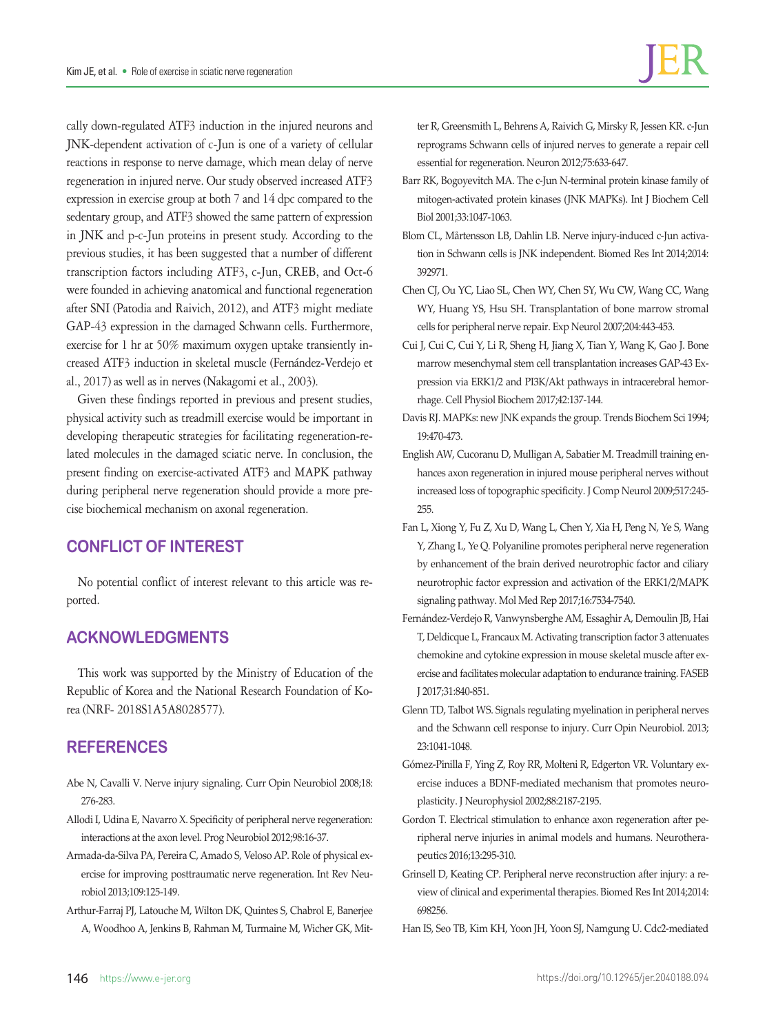cally down-regulated ATF3 induction in the injured neurons and JNK-dependent activation of c-Jun is one of a variety of cellular reactions in response to nerve damage, which mean delay of nerve regeneration in injured nerve. Our study observed increased ATF3 expression in exercise group at both 7 and 14 dpc compared to the sedentary group, and ATF3 showed the same pattern of expression in JNK and p-c-Jun proteins in present study. According to the previous studies, it has been suggested that a number of different transcription factors including ATF3, c-Jun, CREB, and Oct-6 were founded in achieving anatomical and functional regeneration after SNI (Patodia and Raivich, 2012), and ATF3 might mediate GAP-43 expression in the damaged Schwann cells. Furthermore, exercise for 1 hr at 50% maximum oxygen uptake transiently increased ATF3 induction in skeletal muscle (Fernández-Verdejo et al., 2017) as well as in nerves (Nakagomi et al., 2003).

Given these findings reported in previous and present studies, physical activity such as treadmill exercise would be important in developing therapeutic strategies for facilitating regeneration-related molecules in the damaged sciatic nerve. In conclusion, the present finding on exercise-activated ATF3 and MAPK pathway during peripheral nerve regeneration should provide a more precise biochemical mechanism on axonal regeneration.

## CONFLICT OF INTEREST

No potential conflict of interest relevant to this article was reported.

## ACKNOWLEDGMENTS

This work was supported by the Ministry of Education of the Republic of Korea and the National Research Foundation of Korea (NRF- 2018S1A5A8028577).

## REFERENCES

Abe N, Cavalli V. Nerve injury signaling. Curr Opin Neurobiol 2008;18:276-283.

Allodi I, Udina E, Navarro X. Specificity of peripheral nerve regeneration: interactions at the axon level. Prog Neurobiol 2012;98:16-37.

Armada-da-Silva PA, Pereira C, Amado S, Veloso AP. Role of physical exercise for improving posttraumatic nerve regeneration. Int Rev Neurobiol 2013;109:125-149.

Arthur-Farraj PJ, Latouche M, Wilton DK, Quintes S, Chabrol E, Banerjee A, Woodhoo A, Jenkins B, Rahman M, Turmaine M, Wicher GK, Mitter R, Greensmith L, Behrens A, Raivich G, Mirsky R, Jessen KR. c-Jun reprograms Schwann cells of injured nerves to generate a repair cell essential for regeneration. Neuron 2012;75:633-647.

Barr RK, Bogoyevitch MA. The c-Jun N-terminal protein kinase family of mitogen-activated protein kinases (JNK MAPKs). Int J Biochem Cell Biol 2001;33:1047-1063.

Blom CL, Mårtensson LB, Dahlin LB. Nerve injury-induced c-Jun activation in Schwann cells is JNK independent. Biomed Res Int 2014;2014:392971.

Chen CJ, Ou YC, Liao SL, Chen WY, Chen SY, Wu CW, Wang CC, Wang WY, Huang YS, Hsu SH. Transplantation of bone marrow stromal cells for peripheral nerve repair. Exp Neurol 2007;204:443-453.

Cui J, Cui C, Cui Y, Li R, Sheng H, Jiang X, Tian Y, Wang K, Gao J. Bone marrow mesenchymal stem cell transplantation increases GAP-43 Expression via ERK1/2 and PI3K/Akt pathways in intracerebral hemorrhage. Cell Physiol Biochem 2017;42:137-144.

Davis RJ. MAPKs: new JNK expands the group. Trends Biochem Sci 1994;19:470-473.

English AW, Cucoranu D, Mulligan A, Sabatier M. Treadmill training enhances axon regeneration in injured mouse peripheral nerves without increased loss of topographic specificity. J Comp Neurol 2009;517:245-255.

Fan L, Xiong Y, Fu Z, Xu D, Wang L, Chen Y, Xia H, Peng N, Ye S, Wang Y, Zhang L, Ye Q. Polyaniline promotes peripheral nerve regeneration by enhancement of the brain derived neurotrophic factor and ciliary neurotrophic factor expression and activation of the ERK1/2/MAPK signaling pathway. Mol Med Rep 2017;16:7534-7540.

Fernández-Verdejo R, Vanwynsberghe AM, Essaghir A, Demoulin JB, Hai T, Deldicque L, Francaux M. Activating transcription factor 3 attenuates chemokine and cytokine expression in mouse skeletal muscle after exercise and facilitates molecular adaptation to endurance training. FASEB J 2017;31:840-851.

Glenn TD, Talbot WS. Signals regulating myelination in peripheral nerves and the Schwann cell response to injury. Curr Opin Neurobiol. 2013;23:1041-1048.

Gómez-Pinilla F, Ying Z, Roy RR, Molteni R, Edgerton VR. Voluntary exercise induces a BDNF-mediated mechanism that promotes neuroplasticity. J Neurophysiol 2002;88:2187-2195.

Gordon T. Electrical stimulation to enhance axon regeneration after peripheral nerve injuries in animal models and humans. Neurotherapeutics 2016;13:295-310.

Grinsell D, Keating CP. Peripheral nerve reconstruction after injury: a review of clinical and experimental therapies. Biomed Res Int 2014;2014:698256.

Han IS, Seo TB, Kim KH, Yoon JH, Yoon SJ, Namgung U. Cdc2-mediated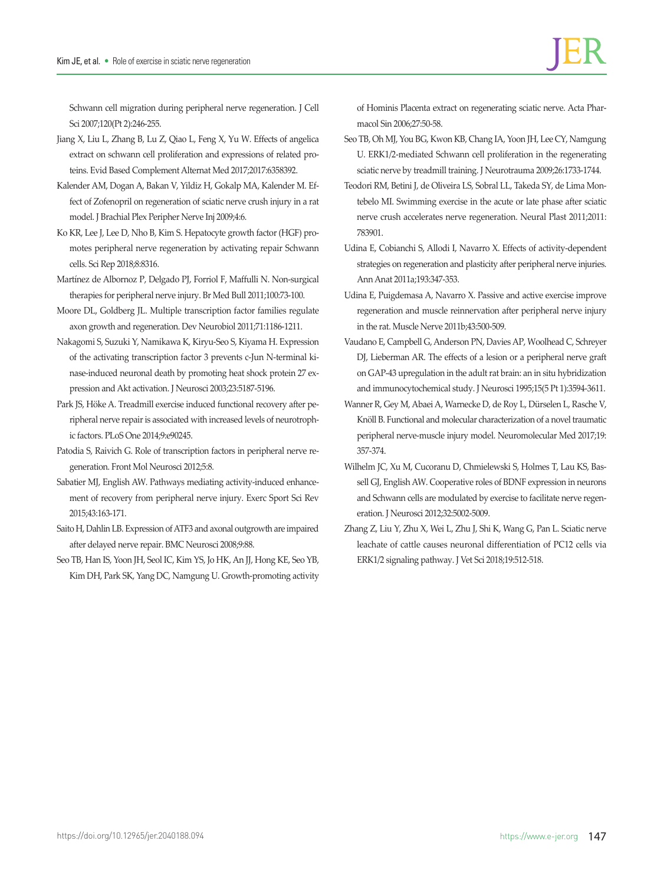Schwann cell migration during peripheral nerve regeneration. J Cell Sci 2007;120(Pt 2):246-255.

Jiang X, Liu L, Zhang B, Lu Z, Qiao L, Feng X, Yu W. Effects of angelica extract on schwann cell proliferation and expressions of related proteins. Evid Based Complement Alternat Med 2017;2017:6358392.

Kalender AM, Dogan A, Bakan V, Yildiz H, Gokalp MA, Kalender M. Effect of Zofenopril on regeneration of sciatic nerve crush injury in a rat model. J Brachial Plex Peripher Nerve Inj 2009;4:6.

Ko KR, Lee J, Lee D, Nho B, Kim S. Hepatocyte growth factor (HGF) promotes peripheral nerve regeneration by activating repair Schwann cells. Sci Rep 2018;8:8316.

Martínez de Albornoz P, Delgado PJ, Forriol F, Maffulli N. Non-surgical therapies for peripheral nerve injury. Br Med Bull 2011;100:73-100.

Moore DL, Goldberg JL. Multiple transcription factor families regulate axon growth and regeneration. Dev Neurobiol 2011;71:1186-1211.

Nakagomi S, Suzuki Y, Namikawa K, Kiryu-Seo S, Kiyama H. Expression of the activating transcription factor 3 prevents c-Jun N-terminal kinase-induced neuronal death by promoting heat shock protein 27 expression and Akt activation. J Neurosci 2003;23:5187-5196.

Park JS, Höke A. Treadmill exercise induced functional recovery after peripheral nerve repair is associated with increased levels of neurotrophic factors. PLoS One 2014;9:e90245.

Patodia S, Raivich G. Role of transcription factors in peripheral nerve regeneration. Front Mol Neurosci 2012;5:8.

Sabatier MJ, English AW. Pathways mediating activity-induced enhancement of recovery from peripheral nerve injury. Exerc Sport Sci Rev 2015;43:163-171.

Saito H, Dahlin LB. Expression of ATF3 and axonal outgrowth are impaired after delayed nerve repair. BMC Neurosci 2008;9:88.

Seo TB, Han IS, Yoon JH, Seol IC, Kim YS, Jo HK, An JJ, Hong KE, Seo YB, Kim DH, Park SK, Yang DC, Namgung U. Growth-promoting activity of Hominis Placenta extract on regenerating sciatic nerve. Acta Pharmacol Sin 2006;27:50-58.

Seo TB, Oh MJ, You BG, Kwon KB, Chang IA, Yoon JH, Lee CY, Namgung U. ERK1/2-mediated Schwann cell proliferation in the regenerating sciatic nerve by treadmill training. J Neurotrauma 2009;26:1733-1744.

Teodori RM, Betini J, de Oliveira LS, Sobral LL, Takeda SY, de Lima Montebelo MI. Swimming exercise in the acute or late phase after sciatic nerve crush accelerates nerve regeneration. Neural Plast 2011;2011:783901.

Udina E, Cobianchi S, Allodi I, Navarro X. Effects of activity-dependent strategies on regeneration and plasticity after peripheral nerve injuries. Ann Anat 2011a;193:347-353.

Udina E, Puigdemasa A, Navarro X. Passive and active exercise improve regeneration and muscle reinnervation after peripheral nerve injury in the rat. Muscle Nerve 2011b;43:500-509.

Vaudano E, Campbell G, Anderson PN, Davies AP, Woolhead C, Schreyer DJ, Lieberman AR. The effects of a lesion or a peripheral nerve graft on GAP-43 upregulation in the adult rat brain: an in situ hybridization and immunocytochemical study. J Neurosci 1995;15(5 Pt 1):3594-3611.

Wanner R, Gey M, Abaei A, Warnecke D, de Roy L, Dürselen L, Rasche V, Knöll B. Functional and molecular characterization of a novel traumatic peripheral nerve-muscle injury model. Neuromolecular Med 2017;19:357-374.

Wilhelm JC, Xu M, Cucoranu D, Chmielewski S, Holmes T, Lau KS, Bassell GJ, English AW. Cooperative roles of BDNF expression in neurons and Schwann cells are modulated by exercise to facilitate nerve regeneration. J Neurosci 2012;32:5002-5009.

Zhang Z, Liu Y, Zhu X, Wei L, Zhu J, Shi K, Wang G, Pan L. Sciatic nerve leachate of cattle causes neuronal differentiation of PC12 cells via ERK1/2 signaling pathway. J Vet Sci 2018;19:512-518.